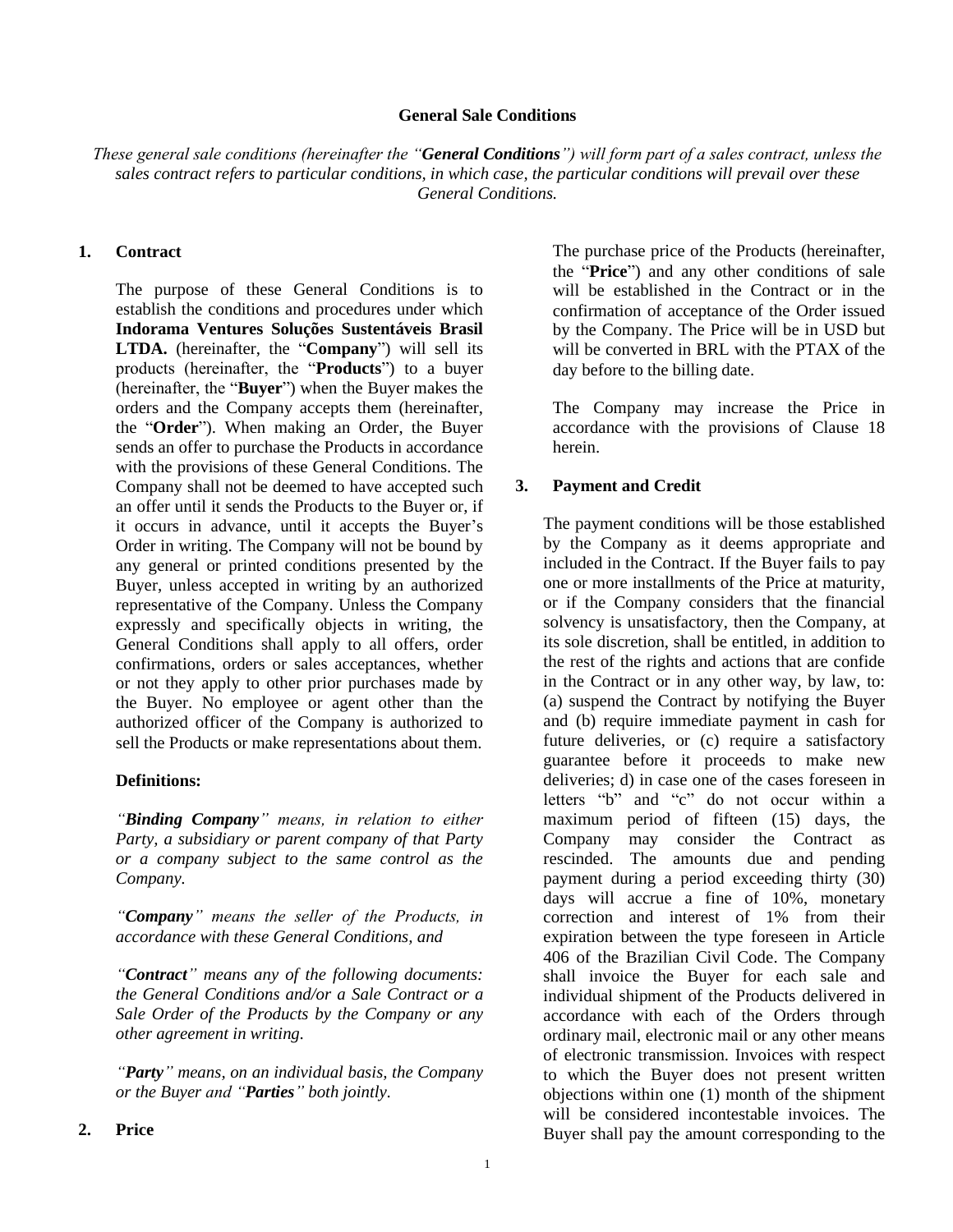**General Sale Conditions**

*These general sale conditions (hereinafter the "**General Conditions**") will form part of a sales contract, unless the sales contract refers to particular conditions, in which case, the particular conditions will prevail over these General Conditions.*

## 1. Contract

The purpose of these General Conditions is to establish the conditions and procedures under which **Indorama Ventures Soluções Sustentáveis Brasil LTDA.** (hereinafter, the "**Company**") will sell its products (hereinafter, the "**Products**") to a buyer (hereinafter, the "**Buyer**") when the Buyer makes the orders and the Company accepts them (hereinafter, the "**Order**"). When making an Order, the Buyer sends an offer to purchase the Products in accordance with the provisions of these General Conditions. The Company shall not be deemed to have accepted such an offer until it sends the Products to the Buyer or, if it occurs in advance, until it accepts the Buyer's Order in writing. The Company will not be bound by any general or printed conditions presented by the Buyer, unless accepted in writing by an authorized representative of the Company. Unless the Company expressly and specifically objects in writing, the General Conditions shall apply to all offers, order confirmations, orders or sales acceptances, whether or not they apply to other prior purchases made by the Buyer. No employee or agent other than the authorized officer of the Company is authorized to sell the Products or make representations about them.

**Definitions:**

*"**Binding Company**" means, in relation to either Party, a subsidiary or parent company of that Party or a company subject to the same control as the Company.*

*"**Company**" means the seller of the Products, in accordance with these General Conditions, and*

*"**Contract**" means any of the following documents: the General Conditions and/or a Sale Contract or a Sale Order of the Products by the Company or any other agreement in writing.*

*"**Party**" means, on an individual basis, the Company or the Buyer and "**Parties**" both jointly.*

## 2. Price

The purchase price of the Products (hereinafter, the "**Price**") and any other conditions of sale will be established in the Contract or in the confirmation of acceptance of the Order issued by the Company. The Price will be in USD but will be converted in BRL with the PTAX of the day before to the billing date.

The Company may increase the Price in accordance with the provisions of Clause 18 herein.

## 3. Payment and Credit

The payment conditions will be those established by the Company as it deems appropriate and included in the Contract. If the Buyer fails to pay one or more installments of the Price at maturity, or if the Company considers that the financial solvency is unsatisfactory, then the Company, at its sole discretion, shall be entitled, in addition to the rest of the rights and actions that are confide in the Contract or in any other way, by law, to: (a) suspend the Contract by notifying the Buyer and (b) require immediate payment in cash for future deliveries, or (c) require a satisfactory guarantee before it proceeds to make new deliveries; d) in case one of the cases foreseen in letters "b" and "c" do not occur within a maximum period of fifteen (15) days, the Company may consider the Contract as rescinded. The amounts due and pending payment during a period exceeding thirty (30) days will accrue a fine of 10%, monetary correction and interest of 1% from their expiration between the type foreseen in Article 406 of the Brazilian Civil Code. The Company shall invoice the Buyer for each sale and individual shipment of the Products delivered in accordance with each of the Orders through ordinary mail, electronic mail or any other means of electronic transmission. Invoices with respect to which the Buyer does not present written objections within one (1) month of the shipment will be considered incontestable invoices. The Buyer shall pay the amount corresponding to the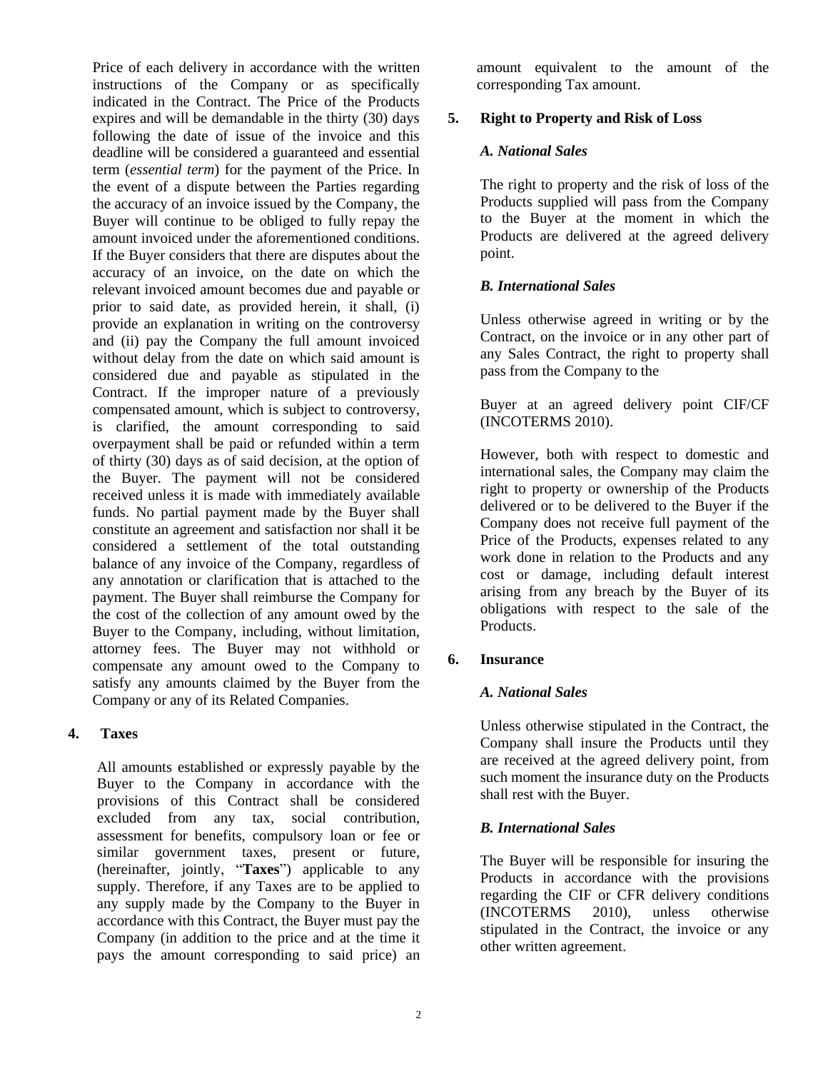Price of each delivery in accordance with the written instructions of the Company or as specifically indicated in the Contract. The Price of the Products expires and will be demandable in the thirty (30) days following the date of issue of the invoice and this deadline will be considered a guaranteed and essential term (*essential term*) for the payment of the Price. In the event of a dispute between the Parties regarding the accuracy of an invoice issued by the Company, the Buyer will continue to be obliged to fully repay the amount invoiced under the aforementioned conditions. If the Buyer considers that there are disputes about the accuracy of an invoice, on the date on which the relevant invoiced amount becomes due and payable or prior to said date, as provided herein, it shall, (i) provide an explanation in writing on the controversy and (ii) pay the Company the full amount invoiced without delay from the date on which said amount is considered due and payable as stipulated in the Contract. If the improper nature of a previously compensated amount, which is subject to controversy, is clarified, the amount corresponding to said overpayment shall be paid or refunded within a term of thirty (30) days as of said decision, at the option of the Buyer. The payment will not be considered received unless it is made with immediately available funds. No partial payment made by the Buyer shall constitute an agreement and satisfaction nor shall it be considered a settlement of the total outstanding balance of any invoice of the Company, regardless of any annotation or clarification that is attached to the payment. The Buyer shall reimburse the Company for the cost of the collection of any amount owed by the Buyer to the Company, including, without limitation, attorney fees. The Buyer may not withhold or compensate any amount owed to the Company to satisfy any amounts claimed by the Buyer from the Company or any of its Related Companies.

## 4. Taxes

All amounts established or expressly payable by the Buyer to the Company in accordance with the provisions of this Contract shall be considered excluded from any tax, social contribution, assessment for benefits, compulsory loan or fee or similar government taxes, present or future, (hereinafter, jointly, "**Taxes**") applicable to any supply. Therefore, if any Taxes are to be applied to any supply made by the Company to the Buyer in accordance with this Contract, the Buyer must pay the Company (in addition to the price and at the time it pays the amount corresponding to said price) an amount equivalent to the amount of the corresponding Tax amount.

## 5. Right to Property and Risk of Loss

### *A. National Sales*

The right to property and the risk of loss of the Products supplied will pass from the Company to the Buyer at the moment in which the Products are delivered at the agreed delivery point.

### *B. International Sales*

Unless otherwise agreed in writing or by the Contract, on the invoice or in any other part of any Sales Contract, the right to property shall pass from the Company to the

Buyer at an agreed delivery point CIF/CF (INCOTERMS 2010).

However, both with respect to domestic and international sales, the Company may claim the right to property or ownership of the Products delivered or to be delivered to the Buyer if the Company does not receive full payment of the Price of the Products, expenses related to any work done in relation to the Products and any cost or damage, including default interest arising from any breach by the Buyer of its obligations with respect to the sale of the Products.

## 6. Insurance

### *A. National Sales*

Unless otherwise stipulated in the Contract, the Company shall insure the Products until they are received at the agreed delivery point, from such moment the insurance duty on the Products shall rest with the Buyer.

### *B. International Sales*

The Buyer will be responsible for insuring the Products in accordance with the provisions regarding the CIF or CFR delivery conditions (INCOTERMS 2010), unless otherwise stipulated in the Contract, the invoice or any other written agreement.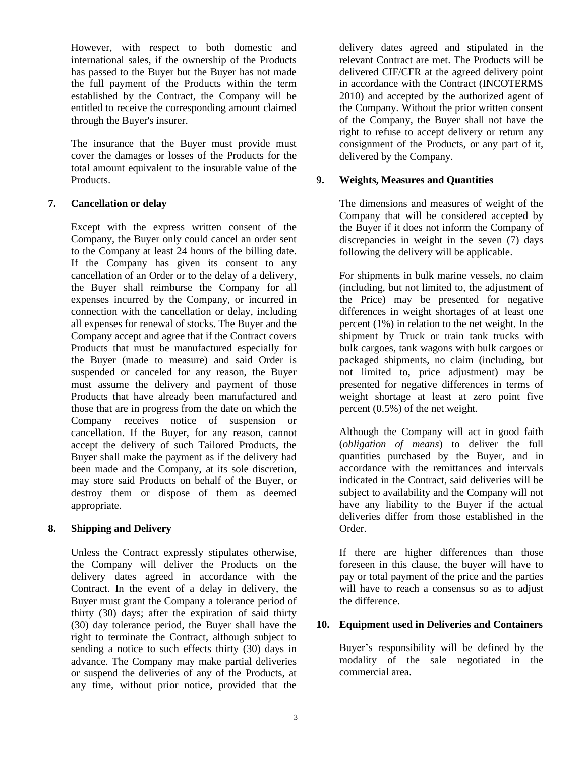However, with respect to both domestic and international sales, if the ownership of the Products has passed to the Buyer but the Buyer has not made the full payment of the Products within the term established by the Contract, the Company will be entitled to receive the corresponding amount claimed through the Buyer's insurer.

The insurance that the Buyer must provide must cover the damages or losses of the Products for the total amount equivalent to the insurable value of the Products.

## 7. Cancellation or delay

Except with the express written consent of the Company, the Buyer only could cancel an order sent to the Company at least 24 hours of the billing date. If the Company has given its consent to any cancellation of an Order or to the delay of a delivery, the Buyer shall reimburse the Company for all expenses incurred by the Company, or incurred in connection with the cancellation or delay, including all expenses for renewal of stocks. The Buyer and the Company accept and agree that if the Contract covers Products that must be manufactured especially for the Buyer (made to measure) and said Order is suspended or canceled for any reason, the Buyer must assume the delivery and payment of those Products that have already been manufactured and those that are in progress from the date on which the Company receives notice of suspension or cancellation. If the Buyer, for any reason, cannot accept the delivery of such Tailored Products, the Buyer shall make the payment as if the delivery had been made and the Company, at its sole discretion, may store said Products on behalf of the Buyer, or destroy them or dispose of them as deemed appropriate.

## 8. Shipping and Delivery

Unless the Contract expressly stipulates otherwise, the Company will deliver the Products on the delivery dates agreed in accordance with the Contract. In the event of a delay in delivery, the Buyer must grant the Company a tolerance period of thirty (30) days; after the expiration of said thirty (30) day tolerance period, the Buyer shall have the right to terminate the Contract, although subject to sending a notice to such effects thirty (30) days in advance. The Company may make partial deliveries or suspend the deliveries of any of the Products, at any time, without prior notice, provided that the delivery dates agreed and stipulated in the relevant Contract are met. The Products will be delivered CIF/CFR at the agreed delivery point in accordance with the Contract (INCOTERMS 2010) and accepted by the authorized agent of the Company. Without the prior written consent of the Company, the Buyer shall not have the right to refuse to accept delivery or return any consignment of the Products, or any part of it, delivered by the Company.

## 9. Weights, Measures and Quantities

The dimensions and measures of weight of the Company that will be considered accepted by the Buyer if it does not inform the Company of discrepancies in weight in the seven (7) days following the delivery will be applicable.

For shipments in bulk marine vessels, no claim (including, but not limited to, the adjustment of the Price) may be presented for negative differences in weight shortages of at least one percent (1%) in relation to the net weight. In the shipment by Truck or train tank trucks with bulk cargoes, tank wagons with bulk cargoes or packaged shipments, no claim (including, but not limited to, price adjustment) may be presented for negative differences in terms of weight shortage at least at zero point five percent (0.5%) of the net weight.

Although the Company will act in good faith (*obligation of means*) to deliver the full quantities purchased by the Buyer, and in accordance with the remittances and intervals indicated in the Contract, said deliveries will be subject to availability and the Company will not have any liability to the Buyer if the actual deliveries differ from those established in the Order.

If there are higher differences than those foreseen in this clause, the buyer will have to pay or total payment of the price and the parties will have to reach a consensus so as to adjust the difference.

## 10. Equipment used in Deliveries and Containers

Buyer's responsibility will be defined by the modality of the sale negotiated in the commercial area.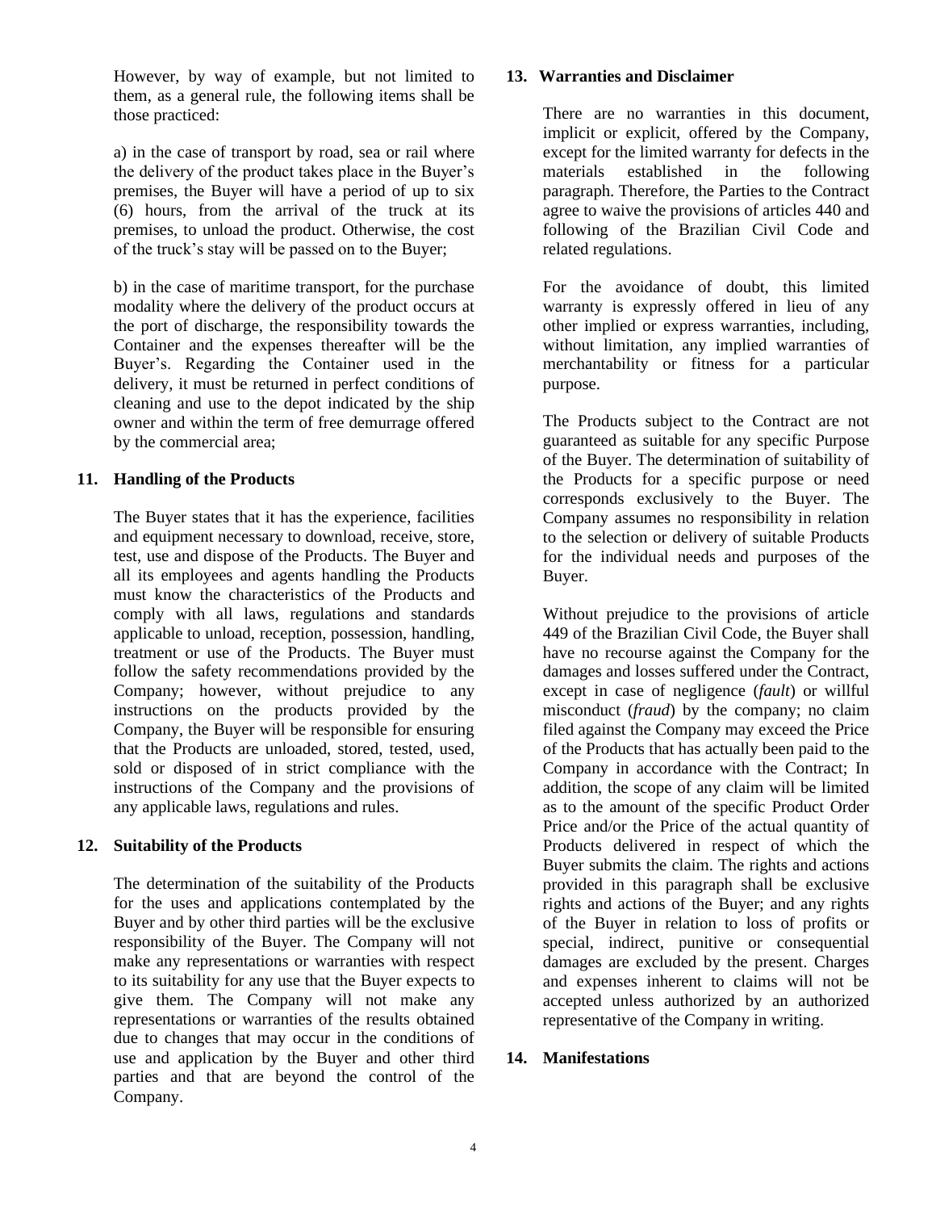However, by way of example, but not limited to them, as a general rule, the following items shall be those practiced:

a) in the case of transport by road, sea or rail where the delivery of the product takes place in the Buyer's premises, the Buyer will have a period of up to six (6) hours, from the arrival of the truck at its premises, to unload the product. Otherwise, the cost of the truck's stay will be passed on to the Buyer;

b) in the case of maritime transport, for the purchase modality where the delivery of the product occurs at the port of discharge, the responsibility towards the Container and the expenses thereafter will be the Buyer's. Regarding the Container used in the delivery, it must be returned in perfect conditions of cleaning and use to the depot indicated by the ship owner and within the term of free demurrage offered by the commercial area;

## 11. Handling of the Products

The Buyer states that it has the experience, facilities and equipment necessary to download, receive, store, test, use and dispose of the Products. The Buyer and all its employees and agents handling the Products must know the characteristics of the Products and comply with all laws, regulations and standards applicable to unload, reception, possession, handling, treatment or use of the Products. The Buyer must follow the safety recommendations provided by the Company; however, without prejudice to any instructions on the products provided by the Company, the Buyer will be responsible for ensuring that the Products are unloaded, stored, tested, used, sold or disposed of in strict compliance with the instructions of the Company and the provisions of any applicable laws, regulations and rules.

## 12. Suitability of the Products

The determination of the suitability of the Products for the uses and applications contemplated by the Buyer and by other third parties will be the exclusive responsibility of the Buyer. The Company will not make any representations or warranties with respect to its suitability for any use that the Buyer expects to give them. The Company will not make any representations or warranties of the results obtained due to changes that may occur in the conditions of use and application by the Buyer and other third parties and that are beyond the control of the Company.

## 13. Warranties and Disclaimer

There are no warranties in this document, implicit or explicit, offered by the Company, except for the limited warranty for defects in the materials established in the following paragraph. Therefore, the Parties to the Contract agree to waive the provisions of articles 440 and following of the Brazilian Civil Code and related regulations.

For the avoidance of doubt, this limited warranty is expressly offered in lieu of any other implied or express warranties, including, without limitation, any implied warranties of merchantability or fitness for a particular purpose.

The Products subject to the Contract are not guaranteed as suitable for any specific Purpose of the Buyer. The determination of suitability of the Products for a specific purpose or need corresponds exclusively to the Buyer. The Company assumes no responsibility in relation to the selection or delivery of suitable Products for the individual needs and purposes of the Buyer.

Without prejudice to the provisions of article 449 of the Brazilian Civil Code, the Buyer shall have no recourse against the Company for the damages and losses suffered under the Contract, except in case of negligence (*fault*) or willful misconduct (*fraud*) by the company; no claim filed against the Company may exceed the Price of the Products that has actually been paid to the Company in accordance with the Contract; In addition, the scope of any claim will be limited as to the amount of the specific Product Order Price and/or the Price of the actual quantity of Products delivered in respect of which the Buyer submits the claim. The rights and actions provided in this paragraph shall be exclusive rights and actions of the Buyer; and any rights of the Buyer in relation to loss of profits or special, indirect, punitive or consequential damages are excluded by the present. Charges and expenses inherent to claims will not be accepted unless authorized by an authorized representative of the Company in writing.

## 14. Manifestations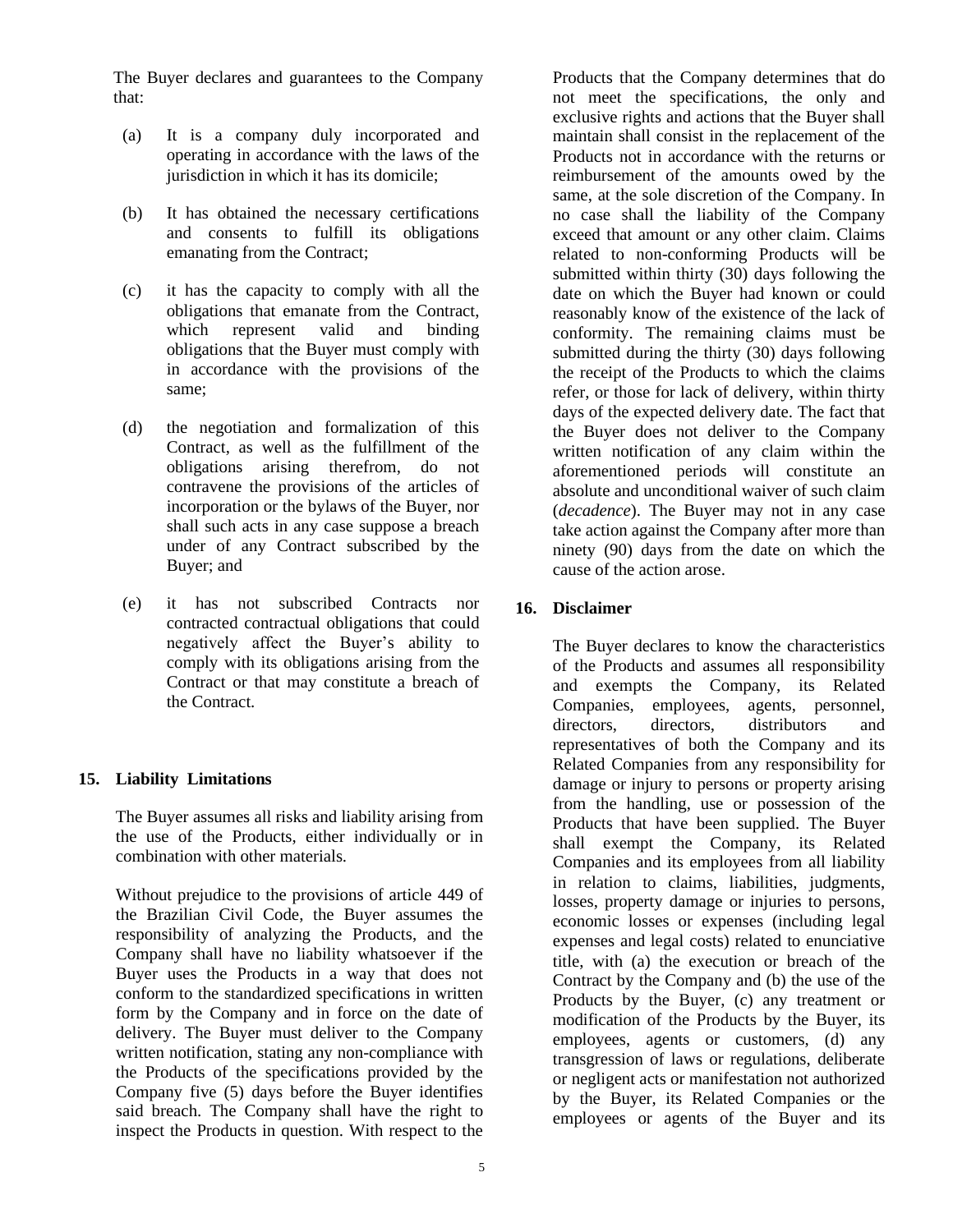The Buyer declares and guarantees to the Company that:

(a) It is a company duly incorporated and operating in accordance with the laws of the jurisdiction in which it has its domicile;

(b) It has obtained the necessary certifications and consents to fulfill its obligations emanating from the Contract;

(c) it has the capacity to comply with all the obligations that emanate from the Contract, which represent valid and binding obligations that the Buyer must comply with in accordance with the provisions of the same;

(d) the negotiation and formalization of this Contract, as well as the fulfillment of the obligations arising therefrom, do not contravene the provisions of the articles of incorporation or the bylaws of the Buyer, nor shall such acts in any case suppose a breach under of any Contract subscribed by the Buyer; and

(e) it has not subscribed Contracts nor contracted contractual obligations that could negatively affect the Buyer's ability to comply with its obligations arising from the Contract or that may constitute a breach of the Contract.

## 15. Liability Limitations

The Buyer assumes all risks and liability arising from the use of the Products, either individually or in combination with other materials.

Without prejudice to the provisions of article 449 of the Brazilian Civil Code, the Buyer assumes the responsibility of analyzing the Products, and the Company shall have no liability whatsoever if the Buyer uses the Products in a way that does not conform to the standardized specifications in written form by the Company and in force on the date of delivery. The Buyer must deliver to the Company written notification, stating any non-compliance with the Products of the specifications provided by the Company five (5) days before the Buyer identifies said breach. The Company shall have the right to inspect the Products in question. With respect to the Products that the Company determines that do not meet the specifications, the only and exclusive rights and actions that the Buyer shall maintain shall consist in the replacement of the Products not in accordance with the returns or reimbursement of the amounts owed by the same, at the sole discretion of the Company. In no case shall the liability of the Company exceed that amount or any other claim. Claims related to non-conforming Products will be submitted within thirty (30) days following the date on which the Buyer had known or could reasonably know of the existence of the lack of conformity. The remaining claims must be submitted during the thirty (30) days following the receipt of the Products to which the claims refer, or those for lack of delivery, within thirty days of the expected delivery date. The fact that the Buyer does not deliver to the Company written notification of any claim within the aforementioned periods will constitute an absolute and unconditional waiver of such claim (*decadence*). The Buyer may not in any case take action against the Company after more than ninety (90) days from the date on which the cause of the action arose.

## 16. Disclaimer

The Buyer declares to know the characteristics of the Products and assumes all responsibility and exempts the Company, its Related Companies, employees, agents, personnel, directors, directors, distributors and representatives of both the Company and its Related Companies from any responsibility for damage or injury to persons or property arising from the handling, use or possession of the Products that have been supplied. The Buyer shall exempt the Company, its Related Companies and its employees from all liability in relation to claims, liabilities, judgments, losses, property damage or injuries to persons, economic losses or expenses (including legal expenses and legal costs) related to enunciative title, with (a) the execution or breach of the Contract by the Company and (b) the use of the Products by the Buyer, (c) any treatment or modification of the Products by the Buyer, its employees, agents or customers, (d) any transgression of laws or regulations, deliberate or negligent acts or manifestation not authorized by the Buyer, its Related Companies or the employees or agents of the Buyer and its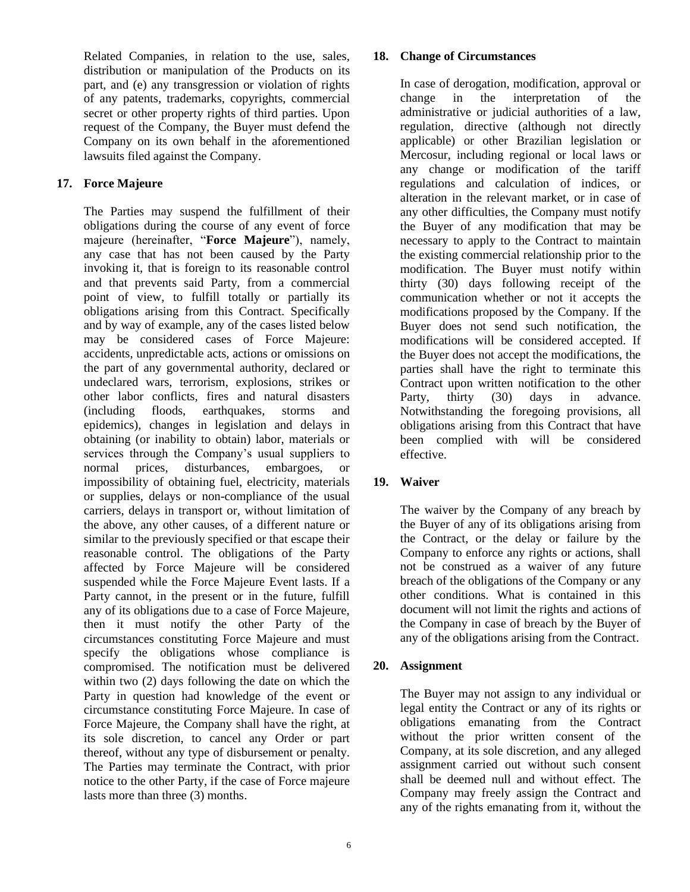Related Companies, in relation to the use, sales, distribution or manipulation of the Products on its part, and (e) any transgression or violation of rights of any patents, trademarks, copyrights, commercial secret or other property rights of third parties. Upon request of the Company, the Buyer must defend the Company on its own behalf in the aforementioned lawsuits filed against the Company.

## 17. Force Majeure

The Parties may suspend the fulfillment of their obligations during the course of any event of force majeure (hereinafter, "**Force Majeure**"), namely, any case that has not been caused by the Party invoking it, that is foreign to its reasonable control and that prevents said Party, from a commercial point of view, to fulfill totally or partially its obligations arising from this Contract. Specifically and by way of example, any of the cases listed below may be considered cases of Force Majeure: accidents, unpredictable acts, actions or omissions on the part of any governmental authority, declared or undeclared wars, terrorism, explosions, strikes or other labor conflicts, fires and natural disasters (including floods, earthquakes, storms and epidemics), changes in legislation and delays in obtaining (or inability to obtain) labor, materials or services through the Company's usual suppliers to normal prices, disturbances, embargoes, or impossibility of obtaining fuel, electricity, materials or supplies, delays or non-compliance of the usual carriers, delays in transport or, without limitation of the above, any other causes, of a different nature or similar to the previously specified or that escape their reasonable control. The obligations of the Party affected by Force Majeure will be considered suspended while the Force Majeure Event lasts. If a Party cannot, in the present or in the future, fulfill any of its obligations due to a case of Force Majeure, then it must notify the other Party of the circumstances constituting Force Majeure and must specify the obligations whose compliance is compromised. The notification must be delivered within two (2) days following the date on which the Party in question had knowledge of the event or circumstance constituting Force Majeure. In case of Force Majeure, the Company shall have the right, at its sole discretion, to cancel any Order or part thereof, without any type of disbursement or penalty. The Parties may terminate the Contract, with prior notice to the other Party, if the case of Force majeure lasts more than three (3) months.

## 18. Change of Circumstances

In case of derogation, modification, approval or change in the interpretation of the administrative or judicial authorities of a law, regulation, directive (although not directly applicable) or other Brazilian legislation or Mercosur, including regional or local laws or any change or modification of the tariff regulations and calculation of indices, or alteration in the relevant market, or in case of any other difficulties, the Company must notify the Buyer of any modification that may be necessary to apply to the Contract to maintain the existing commercial relationship prior to the modification. The Buyer must notify within thirty (30) days following receipt of the communication whether or not it accepts the modifications proposed by the Company. If the Buyer does not send such notification, the modifications will be considered accepted. If the Buyer does not accept the modifications, the parties shall have the right to terminate this Contract upon written notification to the other Party, thirty (30) days in advance. Notwithstanding the foregoing provisions, all obligations arising from this Contract that have been complied with will be considered effective.

## 19. Waiver

The waiver by the Company of any breach by the Buyer of any of its obligations arising from the Contract, or the delay or failure by the Company to enforce any rights or actions, shall not be construed as a waiver of any future breach of the obligations of the Company or any other conditions. What is contained in this document will not limit the rights and actions of the Company in case of breach by the Buyer of any of the obligations arising from the Contract.

## 20. Assignment

The Buyer may not assign to any individual or legal entity the Contract or any of its rights or obligations emanating from the Contract without the prior written consent of the Company, at its sole discretion, and any alleged assignment carried out without such consent shall be deemed null and without effect. The Company may freely assign the Contract and any of the rights emanating from it, without the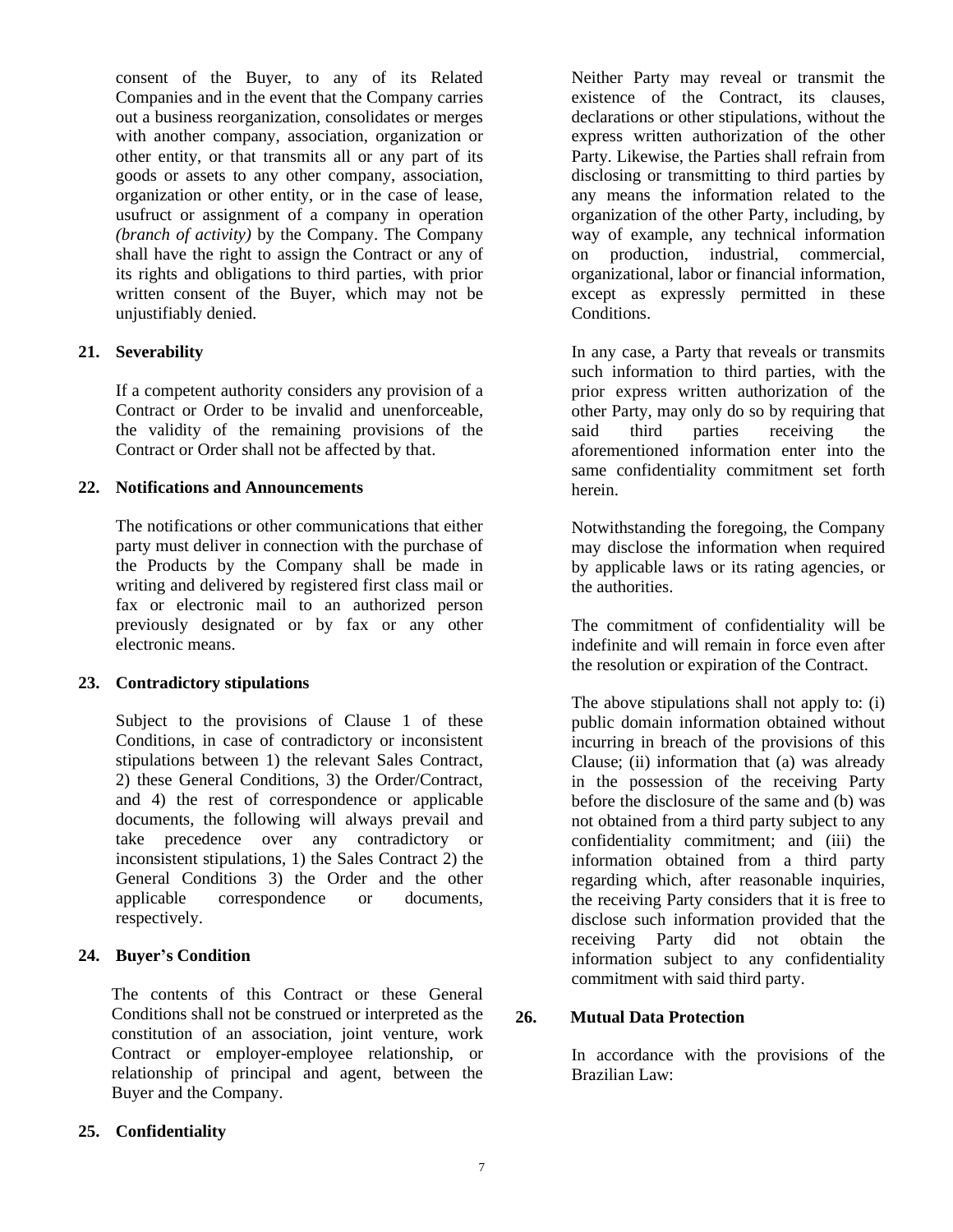consent of the Buyer, to any of its Related Companies and in the event that the Company carries out a business reorganization, consolidates or merges with another company, association, organization or other entity, or that transmits all or any part of its goods or assets to any other company, association, organization or other entity, or in the case of lease, usufruct or assignment of a company in operation *(branch of activity)* by the Company. The Company shall have the right to assign the Contract or any of its rights and obligations to third parties, with prior written consent of the Buyer, which may not be unjustifiably denied.

**21. Severability**

If a competent authority considers any provision of a Contract or Order to be invalid and unenforceable, the validity of the remaining provisions of the Contract or Order shall not be affected by that.

**22. Notifications and Announcements**

The notifications or other communications that either party must deliver in connection with the purchase of the Products by the Company shall be made in writing and delivered by registered first class mail or fax or electronic mail to an authorized person previously designated or by fax or any other electronic means.

**23. Contradictory stipulations**

Subject to the provisions of Clause 1 of these Conditions, in case of contradictory or inconsistent stipulations between 1) the relevant Sales Contract, 2) these General Conditions, 3) the Order/Contract, and 4) the rest of correspondence or applicable documents, the following will always prevail and take precedence over any contradictory or inconsistent stipulations, 1) the Sales Contract 2) the General Conditions 3) the Order and the other applicable correspondence or documents, respectively.

**24. Buyer's Condition**

The contents of this Contract or these General Conditions shall not be construed or interpreted as the constitution of an association, joint venture, work Contract or employer-employee relationship, or relationship of principal and agent, between the Buyer and the Company.

**25. Confidentiality**

Neither Party may reveal or transmit the existence of the Contract, its clauses, declarations or other stipulations, without the express written authorization of the other Party. Likewise, the Parties shall refrain from disclosing or transmitting to third parties by any means the information related to the organization of the other Party, including, by way of example, any technical information on production, industrial, commercial, organizational, labor or financial information, except as expressly permitted in these Conditions.

In any case, a Party that reveals or transmits such information to third parties, with the prior express written authorization of the other Party, may only do so by requiring that said third parties receiving the aforementioned information enter into the same confidentiality commitment set forth herein.

Notwithstanding the foregoing, the Company may disclose the information when required by applicable laws or its rating agencies, or the authorities.

The commitment of confidentiality will be indefinite and will remain in force even after the resolution or expiration of the Contract.

The above stipulations shall not apply to: (i) public domain information obtained without incurring in breach of the provisions of this Clause; (ii) information that (a) was already in the possession of the receiving Party before the disclosure of the same and (b) was not obtained from a third party subject to any confidentiality commitment; and (iii) the information obtained from a third party regarding which, after reasonable inquiries, the receiving Party considers that it is free to disclose such information provided that the receiving Party did not obtain the information subject to any confidentiality commitment with said third party.

**26. Mutual Data Protection**

In accordance with the provisions of the Brazilian Law: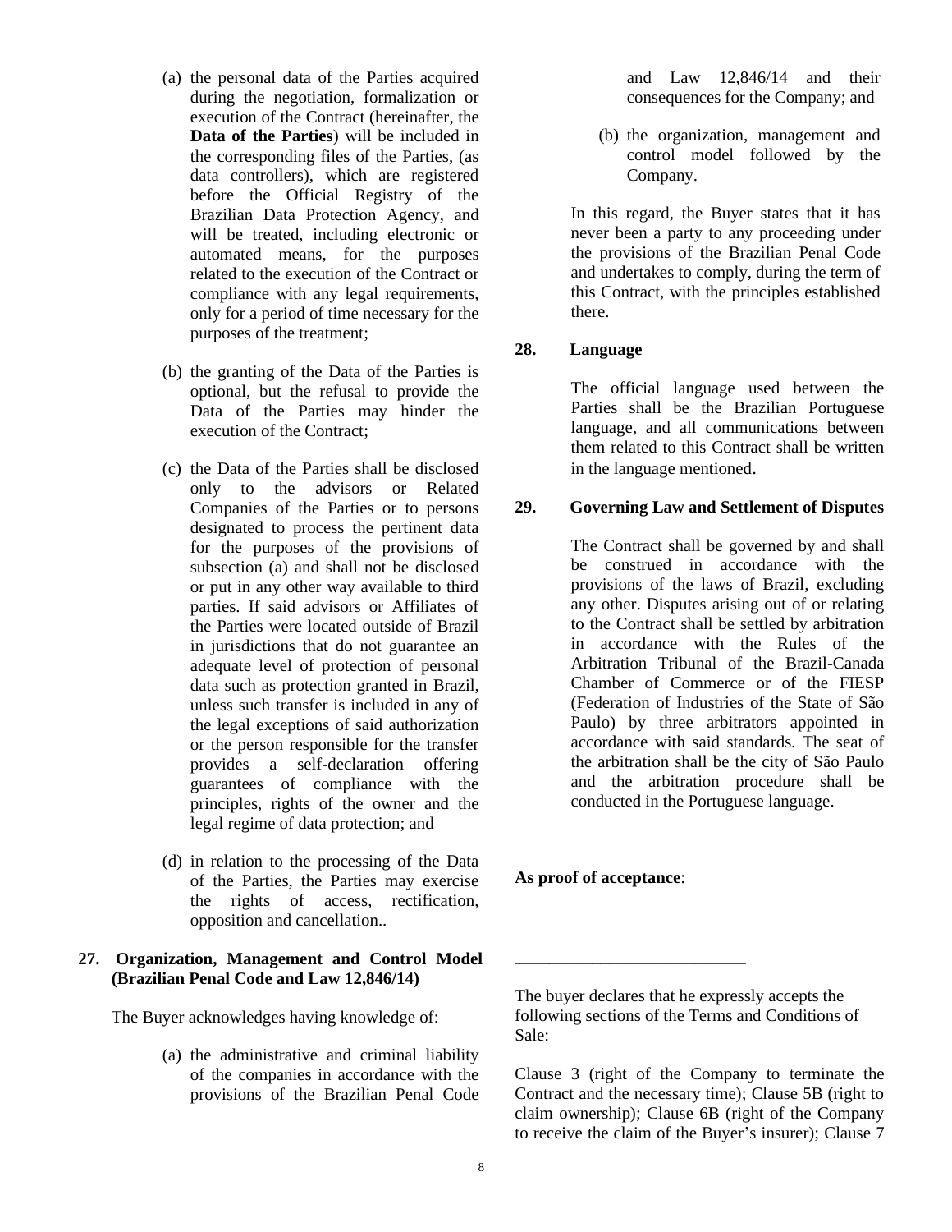(a) the personal data of the Parties acquired during the negotiation, formalization or execution of the Contract (hereinafter, the **Data of the Parties**) will be included in the corresponding files of the Parties, (as data controllers), which are registered before the Official Registry of the Brazilian Data Protection Agency, and will be treated, including electronic or automated means, for the purposes related to the execution of the Contract or compliance with any legal requirements, only for a period of time necessary for the purposes of the treatment;

(b) the granting of the Data of the Parties is optional, but the refusal to provide the Data of the Parties may hinder the execution of the Contract;

(c) the Data of the Parties shall be disclosed only to the advisors or Related Companies of the Parties or to persons designated to process the pertinent data for the purposes of the provisions of subsection (a) and shall not be disclosed or put in any other way available to third parties. If said advisors or Affiliates of the Parties were located outside of Brazil in jurisdictions that do not guarantee an adequate level of protection of personal data such as protection granted in Brazil, unless such transfer is included in any of the legal exceptions of said authorization or the person responsible for the transfer provides a self-declaration offering guarantees of compliance with the principles, rights of the owner and the legal regime of data protection; and

(d) in relation to the processing of the Data of the Parties, the Parties may exercise the rights of access, rectification, opposition and cancellation..

**27. Organization, Management and Control Model (Brazilian Penal Code and Law 12,846/14)**

The Buyer acknowledges having knowledge of:

(a) the administrative and criminal liability of the companies in accordance with the provisions of the Brazilian Penal Code and Law 12,846/14 and their consequences for the Company; and

(b) the organization, management and control model followed by the Company.

In this regard, the Buyer states that it has never been a party to any proceeding under the provisions of the Brazilian Penal Code and undertakes to comply, during the term of this Contract, with the principles established there.

**28. Language**

The official language used between the Parties shall be the Brazilian Portuguese language, and all communications between them related to this Contract shall be written in the language mentioned.

**29. Governing Law and Settlement of Disputes**

The Contract shall be governed by and shall be construed in accordance with the provisions of the laws of Brazil, excluding any other. Disputes arising out of or relating to the Contract shall be settled by arbitration in accordance with the Rules of the Arbitration Tribunal of the Brazil-Canada Chamber of Commerce or of the FIESP (Federation of Industries of the State of São Paulo) by three arbitrators appointed in accordance with said standards. The seat of the arbitration shall be the city of São Paulo and the arbitration procedure shall be conducted in the Portuguese language.

**As proof of acceptance**:

___________________________

The buyer declares that he expressly accepts the following sections of the Terms and Conditions of Sale:

Clause 3 (right of the Company to terminate the Contract and the necessary time); Clause 5B (right to claim ownership); Clause 6B (right of the Company to receive the claim of the Buyer's insurer); Clause 7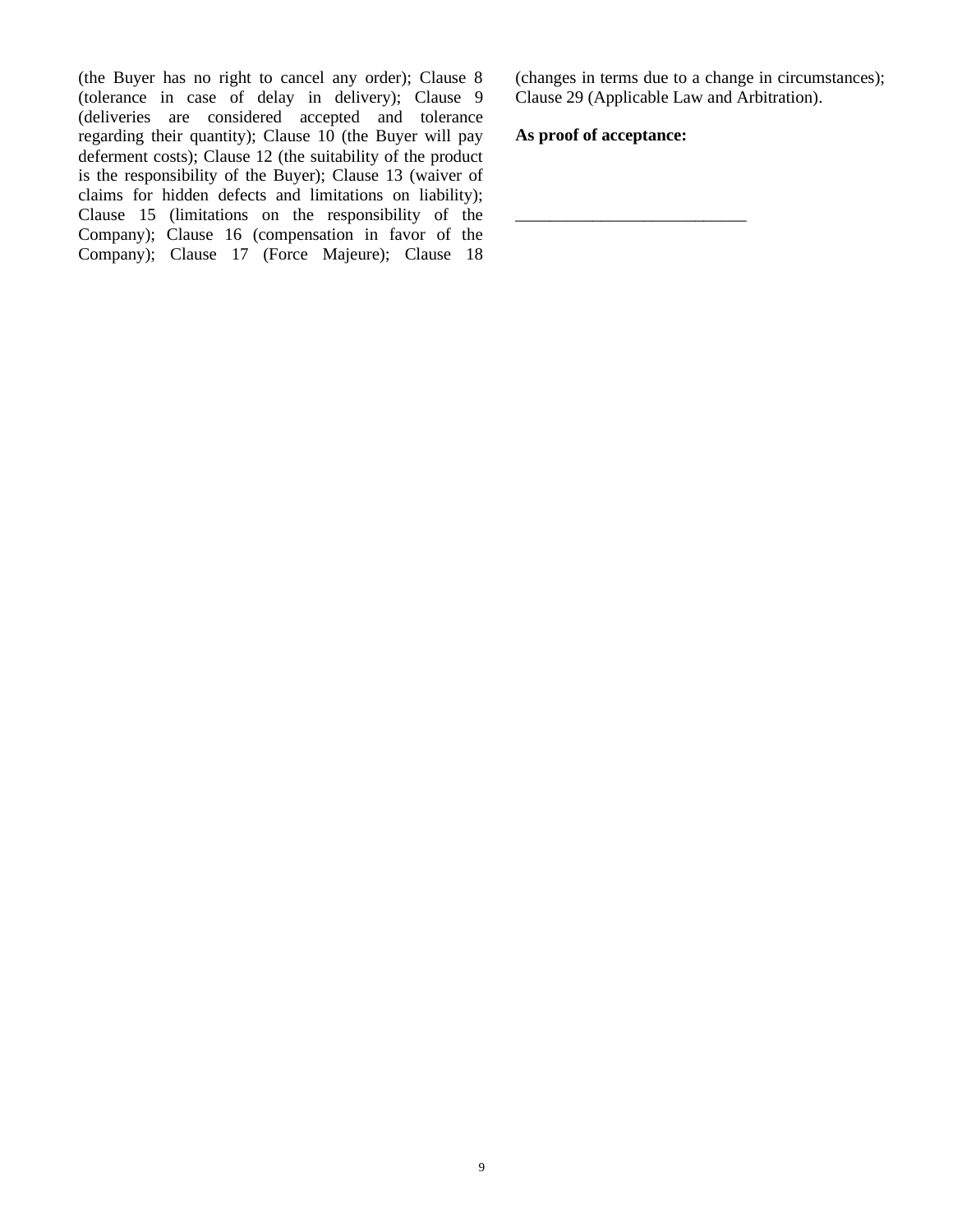(the Buyer has no right to cancel any order); Clause 8 (tolerance in case of delay in delivery); Clause 9 (deliveries are considered accepted and tolerance regarding their quantity); Clause 10 (the Buyer will pay deferment costs); Clause 12 (the suitability of the product is the responsibility of the Buyer); Clause 13 (waiver of claims for hidden defects and limitations on liability); Clause 15 (limitations on the responsibility of the Company); Clause 16 (compensation in favor of the Company); Clause 17 (Force Majeure); Clause 18 (changes in terms due to a change in circumstances); Clause 29 (Applicable Law and Arbitration).

**As proof of acceptance:**

___________________________